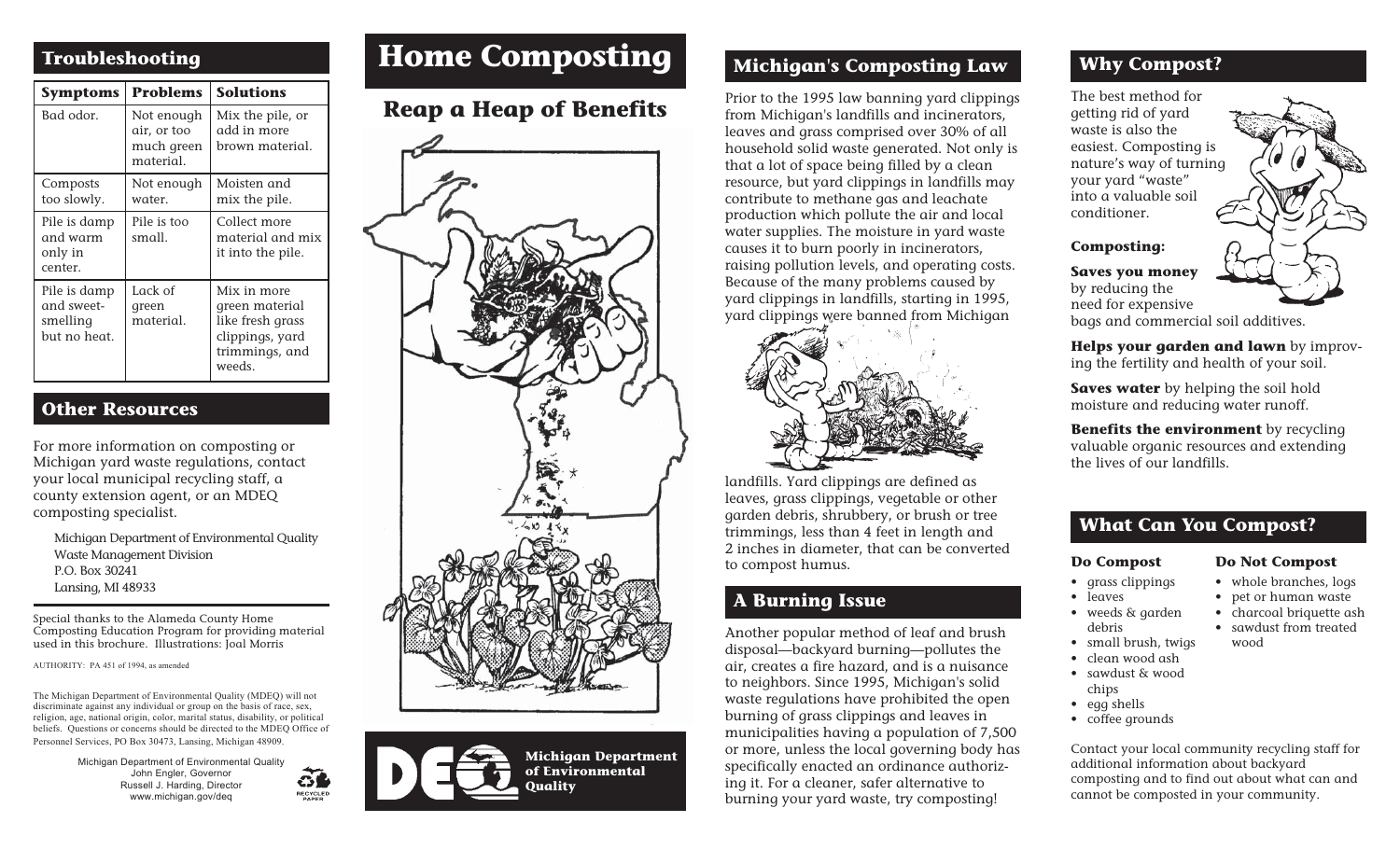## Troubleshooting

| Symptoms | Problems | Solutions |
|---|---|---|
| Bad odor. | Not enough air, or too much green material. | Mix the pile, or add in more brown material. |
| Composts too slowly. | Not enough water. | Moisten and mix the pile. |
| Pile is damp and warm only in center. | Pile is too small. | Collect more material and mix it into the pile. |
| Pile is damp and sweet-smelling but no heat. | Lack of green material. | Mix in more green material like fresh grass clippings, yard trimmings, and weeds. |

## Other Resources

For more information on composting or Michigan yard waste regulations, contact your local municipal recycling staff, a county extension agent, or an MDEQ composting specialist.

Michigan Department of Environmental Quality
Waste Management Division
P.O. Box 30241
Lansing, MI 48933

Special thanks to the Alameda County Home Composting Education Program for providing material used in this brochure. Illustrations: Joal Morris

AUTHORITY: PA 451 of 1994, as amended

The Michigan Department of Environmental Quality (MDEQ) will not discriminate against any individual or group on the basis of race, sex, religion, age, national origin, color, marital status, disability, or political beliefs. Questions or concerns should be directed to the MDEQ Office of Personnel Services, PO Box 30473, Lansing, Michigan 48909.

Michigan Department of Environmental Quality
John Engler, Governor
Russell J. Harding, Director
www.michigan.gov/deq

RECYCLED PAPER

# Home Composting

## Reap a Heap of Benefits

Michigan Department of Environmental Quality

## Michigan's Composting Law

Prior to the 1995 law banning yard clippings from Michigan's landfills and incinerators, leaves and grass comprised over 30% of all household solid waste generated. Not only is that a lot of space being filled by a clean resource, but yard clippings in landfills may contribute to methane gas and leachate production which pollute the air and local water supplies. The moisture in yard waste causes it to burn poorly in incinerators, raising pollution levels, and operating costs. Because of the many problems caused by yard clippings in landfills, starting in 1995, yard clippings were banned from Michigan landfills. Yard clippings are defined as leaves, grass clippings, vegetable or other garden debris, shrubbery, or brush or tree trimmings, less than 4 feet in length and 2 inches in diameter, that can be converted to compost humus.

## A Burning Issue

Another popular method of leaf and brush disposal—backyard burning—pollutes the air, creates a fire hazard, and is a nuisance to neighbors. Since 1995, Michigan's solid waste regulations have prohibited the open burning of grass clippings and leaves in municipalities having a population of 7,500 or more, unless the local governing body has specifically enacted an ordinance authorizing it. For a cleaner, safer alternative to burning your yard waste, try composting!

## Why Compost?

The best method for getting rid of yard waste is also the easiest. Composting is nature's way of turning your yard "waste" into a valuable soil conditioner.

**Composting:**

**Saves you money** by reducing the need for expensive bags and commercial soil additives.

**Helps your garden and lawn** by improving the fertility and health of your soil.

**Saves water** by helping the soil hold moisture and reducing water runoff.

**Benefits the environment** by recycling valuable organic resources and extending the lives of our landfills.

## What Can You Compost?

**Do Compost**

- grass clippings
- leaves
- weeds & garden debris
- small brush, twigs
- clean wood ash
- sawdust & wood chips
- egg shells
- coffee grounds

**Do Not Compost**

- whole branches, logs
- pet or human waste
- charcoal briquette ash
- sawdust from treated wood

Contact your local community recycling staff for additional information about backyard composting and to find out about what can and cannot be composted in your community.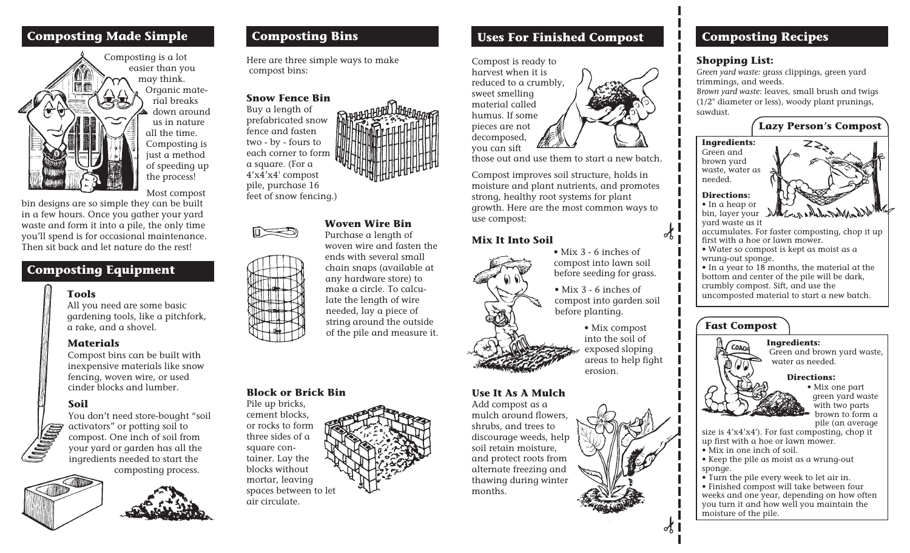## Composting Made Simple

Composting is a lot easier than you may think. Organic material breaks down around us in nature all the time. Composting is just a method of speeding up the process!

Most compost bin designs are so simple they can be built in a few hours. Once you gather your yard waste and form it into a pile, the only time you'll spend is for occasional maintenance. Then sit back and let nature do the rest!

## Composting Equipment

### Tools

All you need are some basic gardening tools, like a pitchfork, a rake, and a shovel.

### Materials

Compost bins can be built with inexpensive materials like snow fencing, woven wire, or used cinder blocks and lumber.

### Soil

You don't need store-bought "soil activators" or potting soil to compost. One inch of soil from your yard or garden has all the ingredients needed to start the composting process.

## Composting Bins

Here are three simple ways to make compost bins:

### Snow Fence Bin

Buy a length of prefabricated snow fence and fasten two - by - fours to each corner to form a square. (For a 4'x4'x4' compost pile, purchase 16 feet of snow fencing.)

### Woven Wire Bin

Purchase a length of woven wire and fasten the ends with several small chain snaps (available at any hardware store) to make a circle. To calculate the length of wire needed, lay a piece of string around the outside of the pile and measure it.

### Block or Brick Bin

Pile up bricks, cement blocks, or rocks to form three sides of a square container. Lay the blocks without mortar, leaving spaces between to let air circulate.

## Uses For Finished Compost

Compost is ready to harvest when it is reduced to a crumbly, sweet smelling material called humus. If some pieces are not decomposed, you can sift those out and use them to start a new batch.

Compost improves soil structure, holds in moisture and plant nutrients, and promotes strong, healthy root systems for plant growth. Here are the most common ways to use compost:

### Mix It Into Soil

- Mix 3 - 6 inches of compost into lawn soil before seeding for grass.
- Mix 3 - 6 inches of compost into garden soil before planting.
- Mix compost into the soil of exposed sloping areas to help fight erosion.

### Use It As A Mulch

Add compost as a mulch around flowers, shrubs, and trees to discourage weeds, help soil retain moisture, and protect roots from alternate freezing and thawing during winter months.

## Composting Recipes

### Shopping List:

*Green yard waste:* grass clippings, green yard trimmings, and weeds.
*Brown yard waste*: leaves, small brush and twigs (1/2" diameter or less), woody plant prunings, sawdust.

### Lazy Person's Compost

**Ingredients:**
Green and brown yard waste, water as needed.

**Directions:**

- In a heap or bin, layer your yard waste as it accumulates. For faster composting, chop it up first with a hoe or lawn mower.
- Water so compost is kept as moist as a wrung-out sponge.
- In a year to 18 months, the material at the bottom and center of the pile will be dark, crumbly compost. Sift, and use the uncomposted material to start a new batch.

### Fast Compost

**Ingredients:**
Green and brown yard waste, water as needed.

**Directions:**

- Mix one part green yard waste with two parts brown to form a pile (an average size is 4'x4'x4'). For fast composting, chop it up first with a hoe or lawn mower.
- Mix in one inch of soil.
- Keep the pile as moist as a wrung-out sponge.
- Turn the pile every week to let air in.
- Finished compost will take between four weeks and one year, depending on how often you turn it and how well you maintain the moisture of the pile.